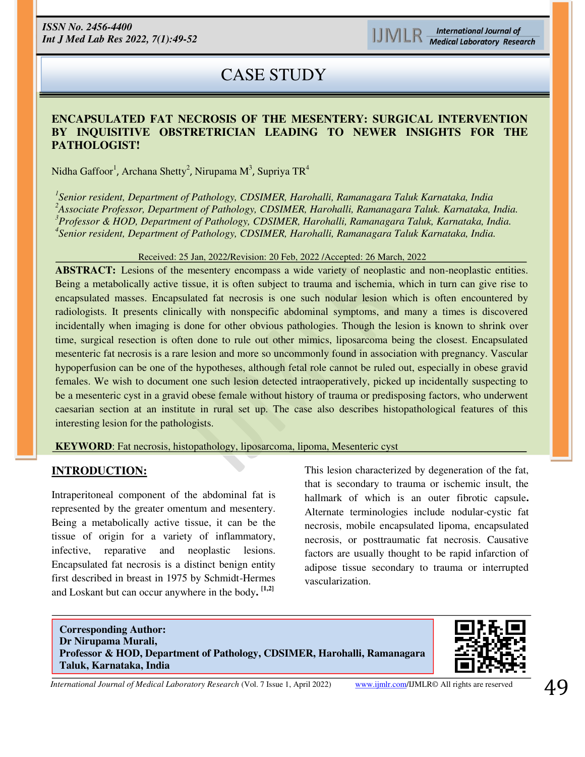CASE STUDY

# ENCAPSULATED FAT NECROSIS OF THE MESENTERY: SURGICAL INTERVENTION BY INQUISITIVE OBSTRETRICIAN LEADING TO NEWER INSIGHTS FOR THE PATHOLOGIST!

Nidha Gaffoor[1], Archana Shetty[2], Nirupama M[3], Supriya TR[4]

*[1]Senior resident, Department of Pathology, CDSIMER, Harohalli, Ramanagara Taluk Karnataka, India*
*[2]Associate Professor, Department of Pathology, CDSIMER, Harohalli, Ramanagara Taluk. Karnataka, India.*
*[3]Professor & HOD, Department of Pathology, CDSIMER, Harohalli, Ramanagara Taluk, Karnataka, India.*
*[4]Senior resident, Department of Pathology, CDSIMER, Harohalli, Ramanagara Taluk Karnataka, India.*

Received: 25 Jan, 2022/Revision: 20 Feb, 2022 /Accepted: 26 March, 2022

**ABSTRACT:** Lesions of the mesentery encompass a wide variety of neoplastic and non-neoplastic entities. Being a metabolically active tissue, it is often subject to trauma and ischemia, which in turn can give rise to encapsulated masses. Encapsulated fat necrosis is one such nodular lesion which is often encountered by radiologists. It presents clinically with nonspecific abdominal symptoms, and many a times is discovered incidentally when imaging is done for other obvious pathologies. Though the lesion is known to shrink over time, surgical resection is often done to rule out other mimics, liposarcoma being the closest. Encapsulated mesenteric fat necrosis is a rare lesion and more so uncommonly found in association with pregnancy. Vascular hypoperfusion can be one of the hypotheses, although fetal role cannot be ruled out, especially in obese gravid females. We wish to document one such lesion detected intraoperatively, picked up incidentally suspecting to be a mesenteric cyst in a gravid obese female without history of trauma or predisposing factors, who underwent caesarian section at an institute in rural set up. The case also describes histopathological features of this interesting lesion for the pathologists.

**KEYWORD**: Fat necrosis, histopathology, liposarcoma, lipoma, Mesenteric cyst

## INTRODUCTION:

Intraperitoneal component of the abdominal fat is represented by the greater omentum and mesentery. Being a metabolically active tissue, it can be the tissue of origin for a variety of inflammatory, infective, reparative and neoplastic lesions. Encapsulated fat necrosis is a distinct benign entity first described in breast in 1975 by Schmidt-Hermes and Loskant but can occur anywhere in the body. [1,2]

This lesion characterized by degeneration of the fat, that is secondary to trauma or ischemic insult, the hallmark of which is an outer fibrotic capsule. Alternate terminologies include nodular-cystic fat necrosis, mobile encapsulated lipoma, encapsulated necrosis, or posttraumatic fat necrosis. Causative factors are usually thought to be rapid infarction of adipose tissue secondary to trauma or interrupted vascularization.

**Corresponding Author:**
**Dr Nirupama Murali,**
**Professor & HOD, Department of Pathology, CDSIMER, Harohalli, Ramanagara Taluk, Karnataka, India**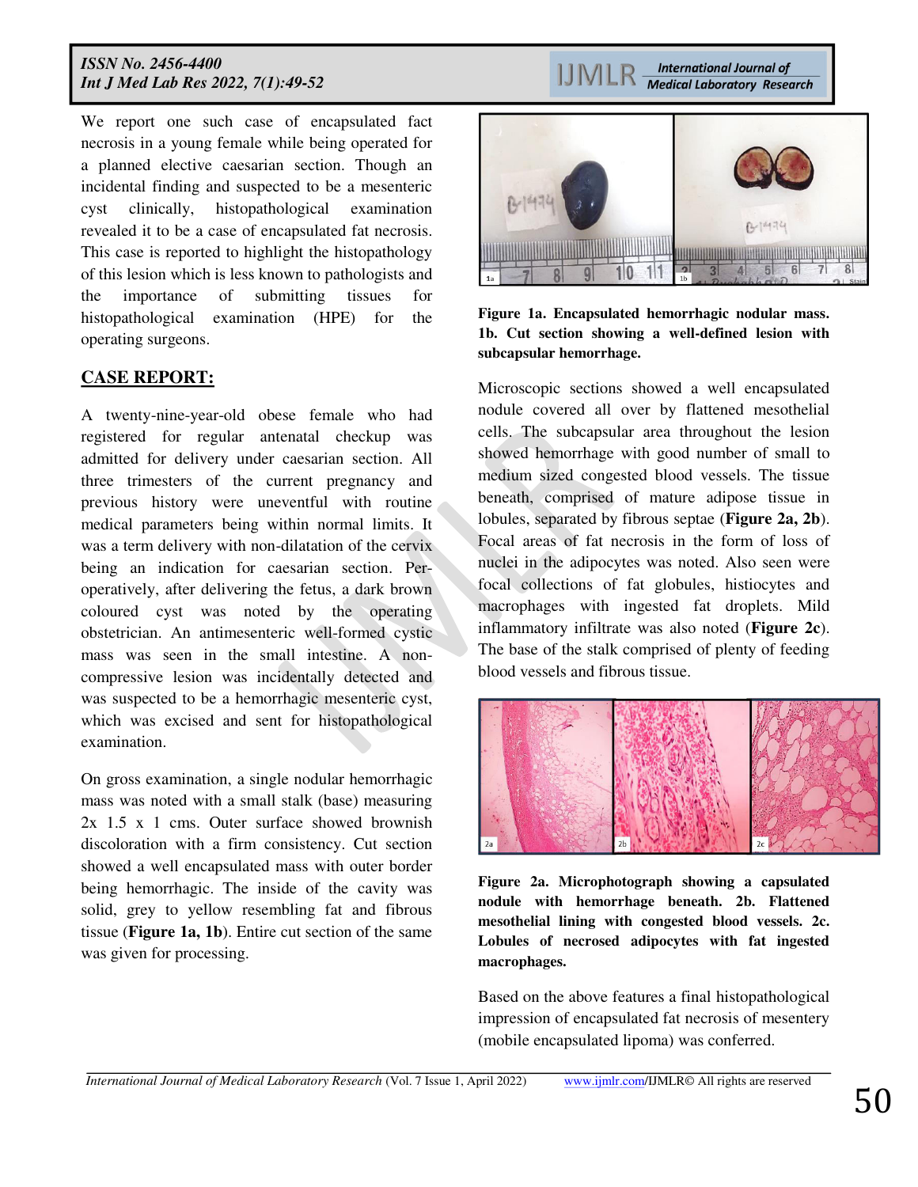We report one such case of encapsulated fact necrosis in a young female while being operated for a planned elective caesarian section. Though an incidental finding and suspected to be a mesenteric cyst clinically, histopathological examination revealed it to be a case of encapsulated fat necrosis. This case is reported to highlight the histopathology of this lesion which is less known to pathologists and the importance of submitting tissues for histopathological examination (HPE) for the operating surgeons.

## CASE REPORT:

A twenty-nine-year-old obese female who had registered for regular antenatal checkup was admitted for delivery under caesarian section. All three trimesters of the current pregnancy and previous history were uneventful with routine medical parameters being within normal limits. It was a term delivery with non-dilatation of the cervix being an indication for caesarian section. Per-operatively, after delivering the fetus, a dark brown coloured cyst was noted by the operating obstetrician. An antimesenteric well-formed cystic mass was seen in the small intestine. A non-compressive lesion was incidentally detected and was suspected to be a hemorrhagic mesenteric cyst, which was excised and sent for histopathological examination.

On gross examination, a single nodular hemorrhagic mass was noted with a small stalk (base) measuring 2x 1.5 x 1 cms. Outer surface showed brownish discoloration with a firm consistency. Cut section showed a well encapsulated mass with outer border being hemorrhagic. The inside of the cavity was solid, grey to yellow resembling fat and fibrous tissue (**Figure 1a, 1b**). Entire cut section of the same was given for processing.

**Figure 1a. Encapsulated hemorrhagic nodular mass. 1b. Cut section showing a well-defined lesion with subcapsular hemorrhage.**

Microscopic sections showed a well encapsulated nodule covered all over by flattened mesothelial cells. The subcapsular area throughout the lesion showed hemorrhage with good number of small to medium sized congested blood vessels. The tissue beneath, comprised of mature adipose tissue in lobules, separated by fibrous septae (**Figure 2a, 2b**). Focal areas of fat necrosis in the form of loss of nuclei in the adipocytes was noted. Also seen were focal collections of fat globules, histiocytes and macrophages with ingested fat droplets. Mild inflammatory infiltrate was also noted (**Figure 2c**). The base of the stalk comprised of plenty of feeding blood vessels and fibrous tissue.

**Figure 2a. Microphotograph showing a capsulated nodule with hemorrhage beneath. 2b. Flattened mesothelial lining with congested blood vessels. 2c. Lobules of necrosed adipocytes with fat ingested macrophages.**

Based on the above features a final histopathological impression of encapsulated fat necrosis of mesentery (mobile encapsulated lipoma) was conferred.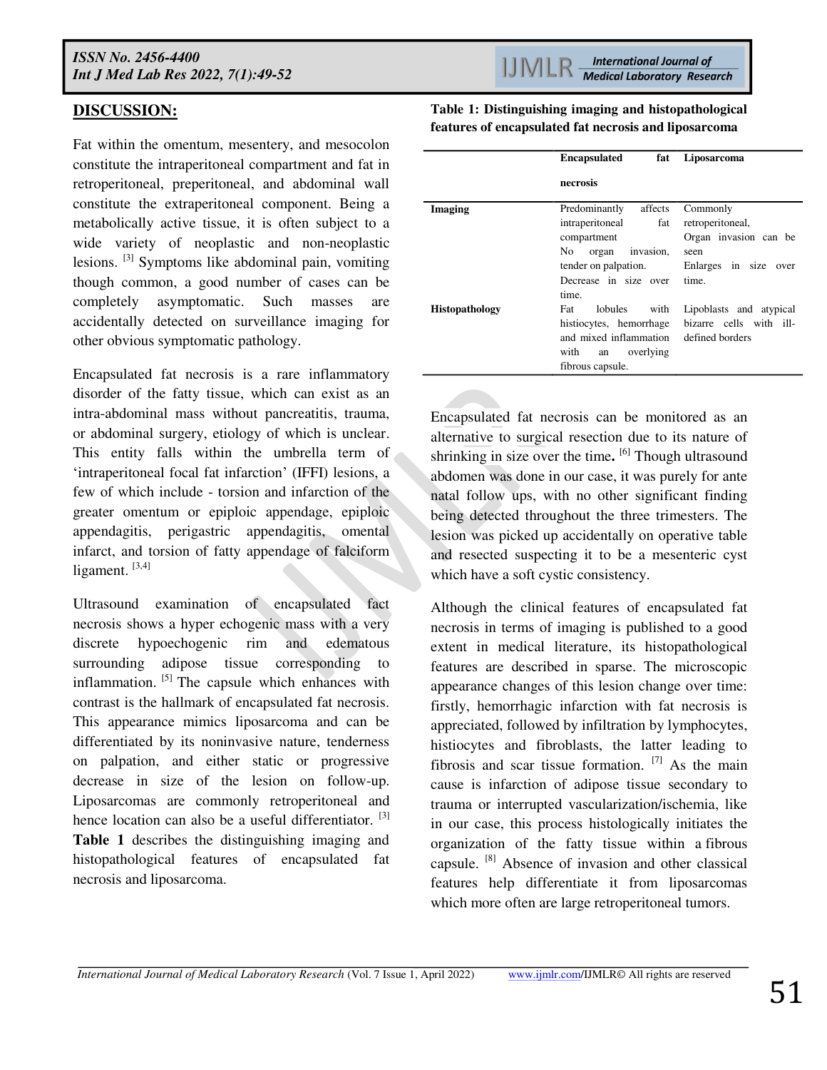## DISCUSSION:

Fat within the omentum, mesentery, and mesocolon constitute the intraperitoneal compartment and fat in retroperitoneal, preperitoneal, and abdominal wall constitute the extraperitoneal component. Being a metabolically active tissue, it is often subject to a wide variety of neoplastic and non-neoplastic lesions. [3] Symptoms like abdominal pain, vomiting though common, a good number of cases can be completely asymptomatic. Such masses are accidentally detected on surveillance imaging for other obvious symptomatic pathology.

Encapsulated fat necrosis is a rare inflammatory disorder of the fatty tissue, which can exist as an intra-abdominal mass without pancreatitis, trauma, or abdominal surgery, etiology of which is unclear. This entity falls within the umbrella term of 'intraperitoneal focal fat infarction' (IFFI) lesions, a few of which include - torsion and infarction of the greater omentum or epiploic appendage, epiploic appendagitis, perigastric appendagitis, omental infarct, and torsion of fatty appendage of falciform ligament. [3,4]

Ultrasound examination of encapsulated fact necrosis shows a hyper echogenic mass with a very discrete hypoechogenic rim and edematous surrounding adipose tissue corresponding to inflammation. [5] The capsule which enhances with contrast is the hallmark of encapsulated fat necrosis. This appearance mimics liposarcoma and can be differentiated by its noninvasive nature, tenderness on palpation, and either static or progressive decrease in size of the lesion on follow-up. Liposarcomas are commonly retroperitoneal and hence location can also be a useful differentiator. [3] **Table 1** describes the distinguishing imaging and histopathological features of encapsulated fat necrosis and liposarcoma.

**Table 1: Distinguishing imaging and histopathological features of encapsulated fat necrosis and liposarcoma**

| | Encapsulated fat necrosis | Liposarcoma |
|---|---|---|
| **Imaging** | Predominantly affects intraperitoneal fat compartment<br>No organ invasion, tender on palpation.<br>Decrease in size over time. | Commonly retroperitoneal,<br>Organ invasion can be seen<br>Enlarges in size over time. |
| **Histopathology** | Fat lobules with histiocytes, hemorrhage and mixed inflammation with an overlying fibrous capsule. | Lipoblasts and atypical bizarre cells with ill-defined borders |

Encapsulated fat necrosis can be monitored as an alternative to surgical resection due to its nature of shrinking in size over the time. [6] Though ultrasound abdomen was done in our case, it was purely for ante natal follow ups, with no other significant finding being detected throughout the three trimesters. The lesion was picked up accidentally on operative table and resected suspecting it to be a mesenteric cyst which have a soft cystic consistency.

Although the clinical features of encapsulated fat necrosis in terms of imaging is published to a good extent in medical literature, its histopathological features are described in sparse. The microscopic appearance changes of this lesion change over time: firstly, hemorrhagic infarction with fat necrosis is appreciated, followed by infiltration by lymphocytes, histiocytes and fibroblasts, the latter leading to fibrosis and scar tissue formation. [7] As the main cause is infarction of adipose tissue secondary to trauma or interrupted vascularization/ischemia, like in our case, this process histologically initiates the organization of the fatty tissue within a fibrous capsule. [8] Absence of invasion and other classical features help differentiate it from liposarcomas which more often are large retroperitoneal tumors.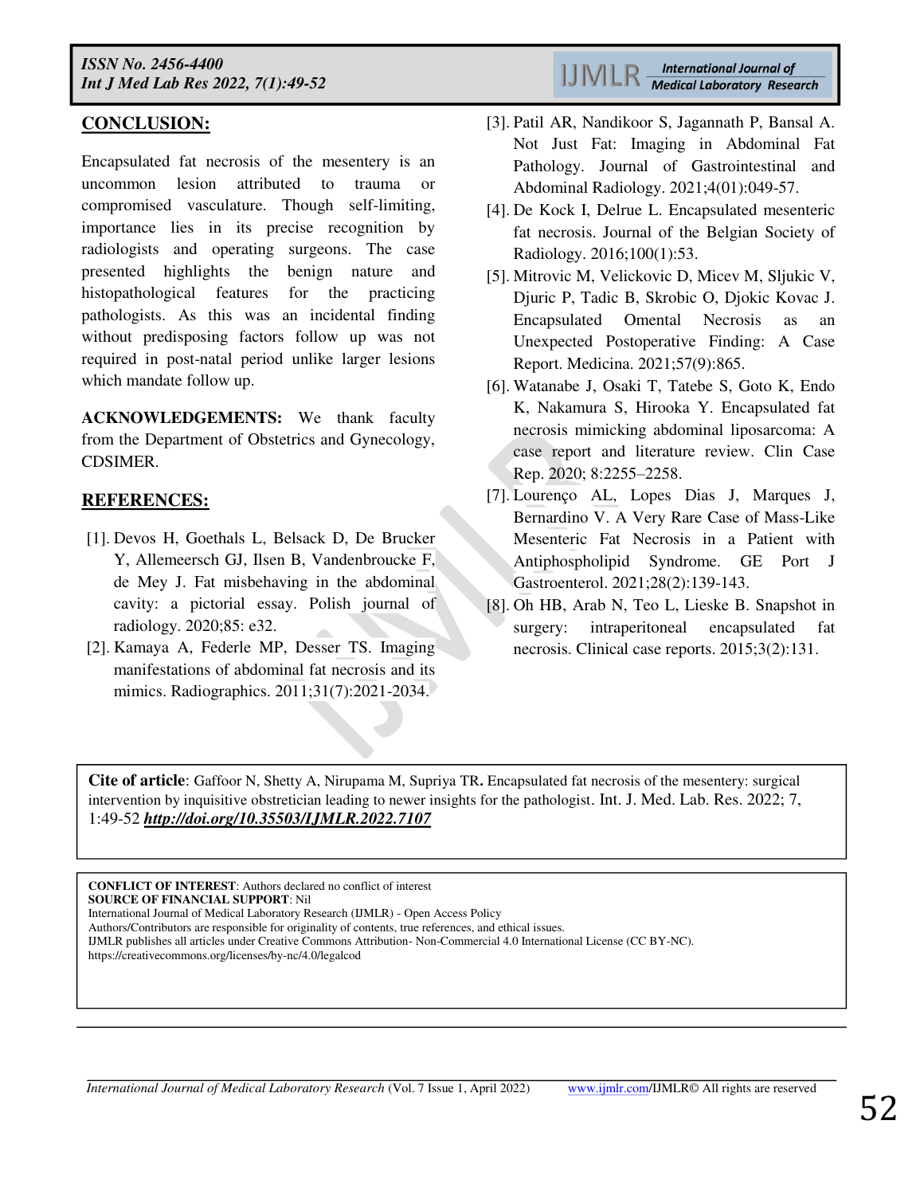## CONCLUSION:

Encapsulated fat necrosis of the mesentery is an uncommon lesion attributed to trauma or compromised vasculature. Though self-limiting, importance lies in its precise recognition by radiologists and operating surgeons. The case presented highlights the benign nature and histopathological features for the practicing pathologists. As this was an incidental finding without predisposing factors follow up was not required in post-natal period unlike larger lesions which mandate follow up.

**ACKNOWLEDGEMENTS:** We thank faculty from the Department of Obstetrics and Gynecology, CDSIMER.

## REFERENCES:

[1]. Devos H, Goethals L, Belsack D, De Brucker Y, Allemeersch GJ, Ilsen B, Vandenbroucke F, de Mey J. Fat misbehaving in the abdominal cavity: a pictorial essay. Polish journal of radiology. 2020;85: e32.

[2]. Kamaya A, Federle MP, Desser TS. Imaging manifestations of abdominal fat necrosis and its mimics. Radiographics. 2011;31(7):2021-2034.

[3]. Patil AR, Nandikoor S, Jagannath P, Bansal A. Not Just Fat: Imaging in Abdominal Fat Pathology. Journal of Gastrointestinal and Abdominal Radiology. 2021;4(01):049-57.

[4]. De Kock I, Delrue L. Encapsulated mesenteric fat necrosis. Journal of the Belgian Society of Radiology. 2016;100(1):53.

[5]. Mitrovic M, Velickovic D, Micev M, Sljukic V, Djuric P, Tadic B, Skrobic O, Djokic Kovac J. Encapsulated Omental Necrosis as an Unexpected Postoperative Finding: A Case Report. Medicina. 2021;57(9):865.

[6]. Watanabe J, Osaki T, Tatebe S, Goto K, Endo K, Nakamura S, Hirooka Y. Encapsulated fat necrosis mimicking abdominal liposarcoma: A case report and literature review. Clin Case Rep. 2020; 8:2255–2258.

[7]. Lourenço AL, Lopes Dias J, Marques J, Bernardino V. A Very Rare Case of Mass-Like Mesenteric Fat Necrosis in a Patient with Antiphospholipid Syndrome. GE Port J Gastroenterol. 2021;28(2):139-143.

[8]. Oh HB, Arab N, Teo L, Lieske B. Snapshot in surgery: intraperitoneal encapsulated fat necrosis. Clinical case reports. 2015;3(2):131.

**Cite of article**: Gaffoor N, Shetty A, Nirupama M, Supriya TR**.** Encapsulated fat necrosis of the mesentery: surgical intervention by inquisitive obstretician leading to newer insights for the pathologist. Int. J. Med. Lab. Res. 2022; 7, 1:49-52 ***http://doi.org/10.35503/IJMLR.2022.7107***

**CONFLICT OF INTEREST**: Authors declared no conflict of interest
**SOURCE OF FINANCIAL SUPPORT**: Nil
International Journal of Medical Laboratory Research (IJMLR) - Open Access Policy
Authors/Contributors are responsible for originality of contents, true references, and ethical issues.
IJMLR publishes all articles under Creative Commons Attribution- Non-Commercial 4.0 International License (CC BY-NC).
https://creativecommons.org/licenses/by-nc/4.0/legalcod